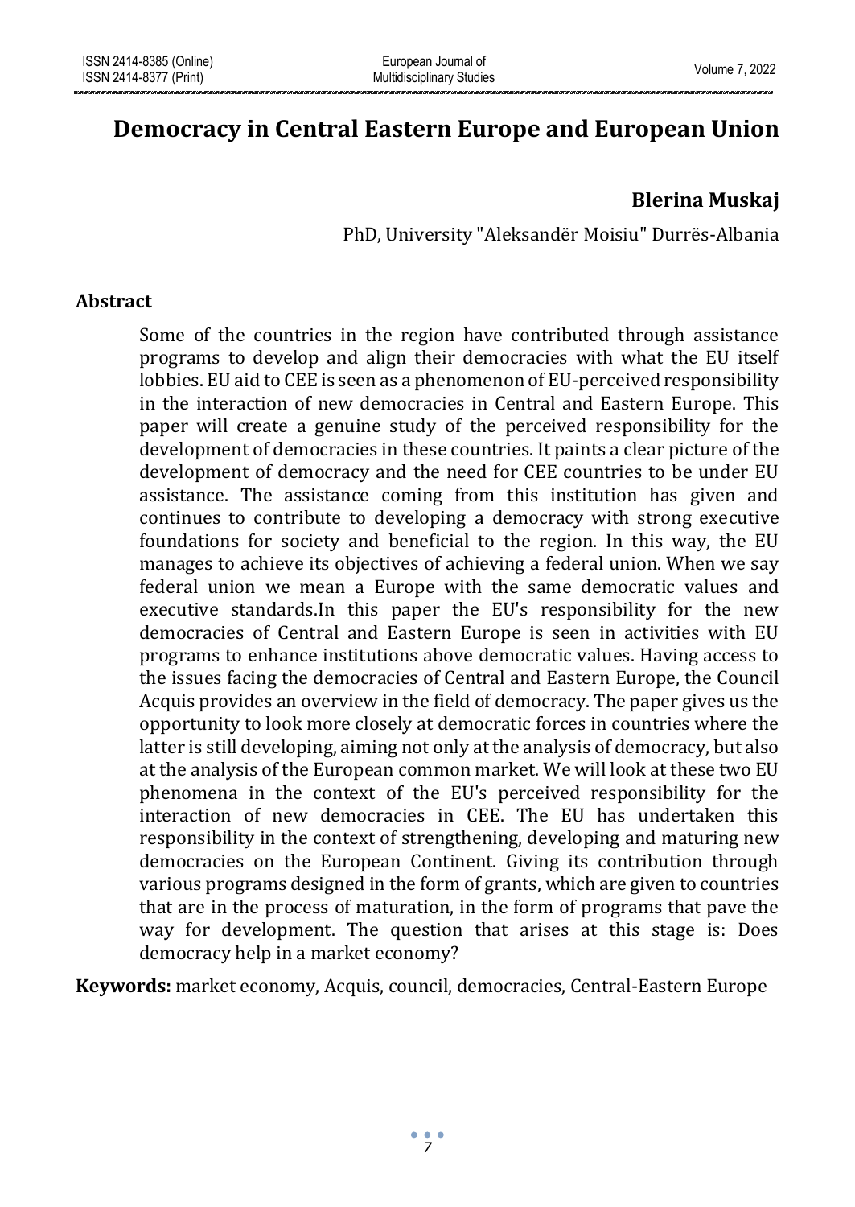# Democracy in Central Eastern Europe and European Union

**Blerina Muskaj**

PhD, University "Aleksandër Moisiu" Durrës-Albania

## Abstract

Some of the countries in the region have contributed through assistance programs to develop and align their democracies with what the EU itself lobbies. EU aid to CEE is seen as a phenomenon of EU-perceived responsibility in the interaction of new democracies in Central and Eastern Europe. This paper will create a genuine study of the perceived responsibility for the development of democracies in these countries. It paints a clear picture of the development of democracy and the need for CEE countries to be under EU assistance. The assistance coming from this institution has given and continues to contribute to developing a democracy with strong executive foundations for society and beneficial to the region. In this way, the EU manages to achieve its objectives of achieving a federal union. When we say federal union we mean a Europe with the same democratic values and executive standards.In this paper the EU's responsibility for the new democracies of Central and Eastern Europe is seen in activities with EU programs to enhance institutions above democratic values. Having access to the issues facing the democracies of Central and Eastern Europe, the Council Acquis provides an overview in the field of democracy. The paper gives us the opportunity to look more closely at democratic forces in countries where the latter is still developing, aiming not only at the analysis of democracy, but also at the analysis of the European common market. We will look at these two EU phenomena in the context of the EU's perceived responsibility for the interaction of new democracies in CEE. The EU has undertaken this responsibility in the context of strengthening, developing and maturing new democracies on the European Continent. Giving its contribution through various programs designed in the form of grants, which are given to countries that are in the process of maturation, in the form of programs that pave the way for development. The question that arises at this stage is: Does democracy help in a market economy?

**Keywords:** market economy, Acquis, council, democracies, Central-Eastern Europe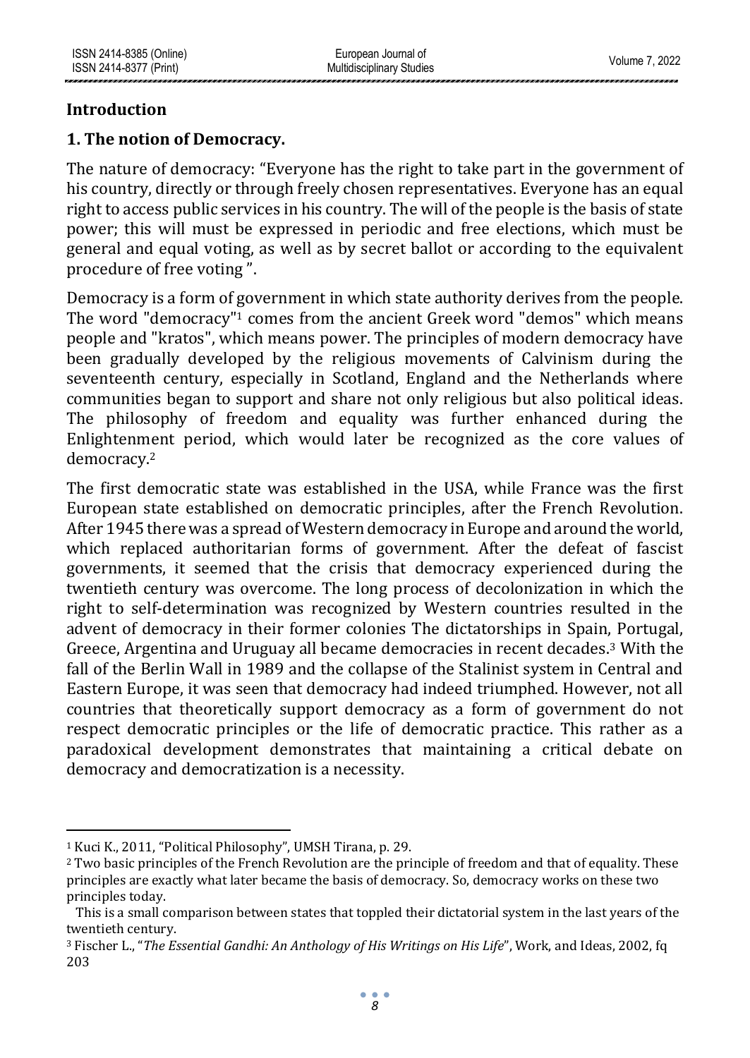## Introduction

### 1. The notion of Democracy.

The nature of democracy: "Everyone has the right to take part in the government of his country, directly or through freely chosen representatives. Everyone has an equal right to access public services in his country. The will of the people is the basis of state power; this will must be expressed in periodic and free elections, which must be general and equal voting, as well as by secret ballot or according to the equivalent procedure of free voting ".

Democracy is a form of government in which state authority derives from the people. The word "democracy"[1] comes from the ancient Greek word "demos" which means people and "kratos", which means power. The principles of modern democracy have been gradually developed by the religious movements of Calvinism during the seventeenth century, especially in Scotland, England and the Netherlands where communities began to support and share not only religious but also political ideas. The philosophy of freedom and equality was further enhanced during the Enlightenment period, which would later be recognized as the core values of democracy.[2]

The first democratic state was established in the USA, while France was the first European state established on democratic principles, after the French Revolution. After 1945 there was a spread of Western democracy in Europe and around the world, which replaced authoritarian forms of government. After the defeat of fascist governments, it seemed that the crisis that democracy experienced during the twentieth century was overcome. The long process of decolonization in which the right to self-determination was recognized by Western countries resulted in the advent of democracy in their former colonies The dictatorships in Spain, Portugal, Greece, Argentina and Uruguay all became democracies in recent decades.[3] With the fall of the Berlin Wall in 1989 and the collapse of the Stalinist system in Central and Eastern Europe, it was seen that democracy had indeed triumphed. However, not all countries that theoretically support democracy as a form of government do not respect democratic principles or the life of democratic practice. This rather as a paradoxical development demonstrates that maintaining a critical debate on democracy and democratization is a necessity.

---

[1] Kuci K., 2011, "Political Philosophy", UMSH Tirana, p. 29.

[2] Two basic principles of the French Revolution are the principle of freedom and that of equality. These principles are exactly what later became the basis of democracy. So, democracy works on these two principles today.

This is a small comparison between states that toppled their dictatorial system in the last years of the twentieth century.

[3] Fischer L., "*The Essential Gandhi: An Anthology of His Writings on His Life*", Work, and Ideas, 2002, fq 203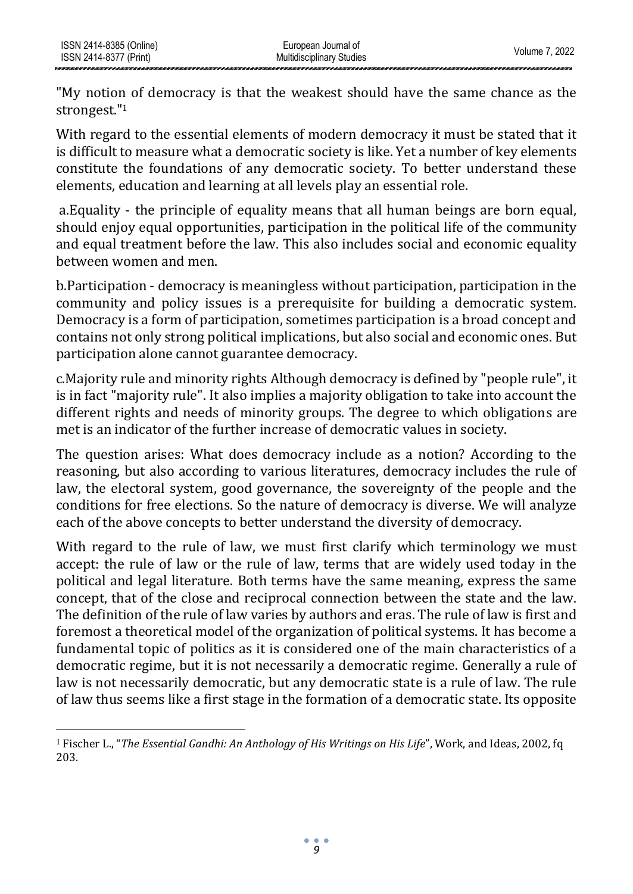"My notion of democracy is that the weakest should have the same chance as the strongest."[1]

With regard to the essential elements of modern democracy it must be stated that it is difficult to measure what a democratic society is like. Yet a number of key elements constitute the foundations of any democratic society. To better understand these elements, education and learning at all levels play an essential role.

a.Equality - the principle of equality means that all human beings are born equal, should enjoy equal opportunities, participation in the political life of the community and equal treatment before the law. This also includes social and economic equality between women and men.

b.Participation - democracy is meaningless without participation, participation in the community and policy issues is a prerequisite for building a democratic system. Democracy is a form of participation, sometimes participation is a broad concept and contains not only strong political implications, but also social and economic ones. But participation alone cannot guarantee democracy.

c.Majority rule and minority rights Although democracy is defined by "people rule", it is in fact "majority rule". It also implies a majority obligation to take into account the different rights and needs of minority groups. The degree to which obligations are met is an indicator of the further increase of democratic values in society.

The question arises: What does democracy include as a notion? According to the reasoning, but also according to various literatures, democracy includes the rule of law, the electoral system, good governance, the sovereignty of the people and the conditions for free elections. So the nature of democracy is diverse. We will analyze each of the above concepts to better understand the diversity of democracy.

With regard to the rule of law, we must first clarify which terminology we must accept: the rule of law or the rule of law, terms that are widely used today in the political and legal literature. Both terms have the same meaning, express the same concept, that of the close and reciprocal connection between the state and the law. The definition of the rule of law varies by authors and eras. The rule of law is first and foremost a theoretical model of the organization of political systems. It has become a fundamental topic of politics as it is considered one of the main characteristics of a democratic regime, but it is not necessarily a democratic regime. Generally a rule of law is not necessarily democratic, but any democratic state is a rule of law. The rule of law thus seems like a first stage in the formation of a democratic state. Its opposite

---

[1] Fischer L., "*The Essential Gandhi: An Anthology of His Writings on His Life*", Work, and Ideas, 2002, fq 203.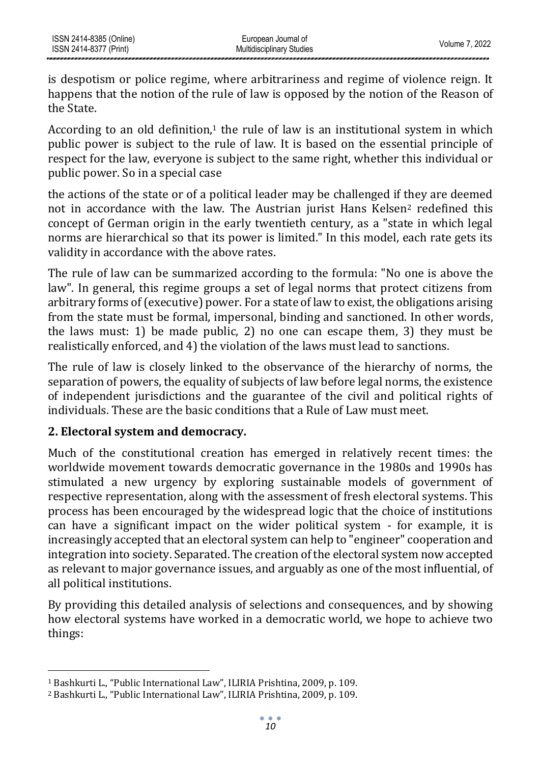is despotism or police regime, where arbitrariness and regime of violence reign. It happens that the notion of the rule of law is opposed by the notion of the Reason of the State.

According to an old definition,[1] the rule of law is an institutional system in which public power is subject to the rule of law. It is based on the essential principle of respect for the law, everyone is subject to the same right, whether this individual or public power. So in a special case

the actions of the state or of a political leader may be challenged if they are deemed not in accordance with the law. The Austrian jurist Hans Kelsen[2] redefined this concept of German origin in the early twentieth century, as a "state in which legal norms are hierarchical so that its power is limited." In this model, each rate gets its validity in accordance with the above rates.

The rule of law can be summarized according to the formula: "No one is above the law". In general, this regime groups a set of legal norms that protect citizens from arbitrary forms of (executive) power. For a state of law to exist, the obligations arising from the state must be formal, impersonal, binding and sanctioned. In other words, the laws must: 1) be made public, 2) no one can escape them, 3) they must be realistically enforced, and 4) the violation of the laws must lead to sanctions.

The rule of law is closely linked to the observance of the hierarchy of norms, the separation of powers, the equality of subjects of law before legal norms, the existence of independent jurisdictions and the guarantee of the civil and political rights of individuals. These are the basic conditions that a Rule of Law must meet.

## 2. Electoral system and democracy.

Much of the constitutional creation has emerged in relatively recent times: the worldwide movement towards democratic governance in the 1980s and 1990s has stimulated a new urgency by exploring sustainable models of government of respective representation, along with the assessment of fresh electoral systems. This process has been encouraged by the widespread logic that the choice of institutions can have a significant impact on the wider political system - for example, it is increasingly accepted that an electoral system can help to "engineer" cooperation and integration into society. Separated. The creation of the electoral system now accepted as relevant to major governance issues, and arguably as one of the most influential, of all political institutions.

By providing this detailed analysis of selections and consequences, and by showing how electoral systems have worked in a democratic world, we hope to achieve two things:

---

[1] Bashkurti L., "Public International Law", ILIRIA Prishtina, 2009, p. 109.

[2] Bashkurti L., "Public International Law", ILIRIA Prishtina, 2009, p. 109.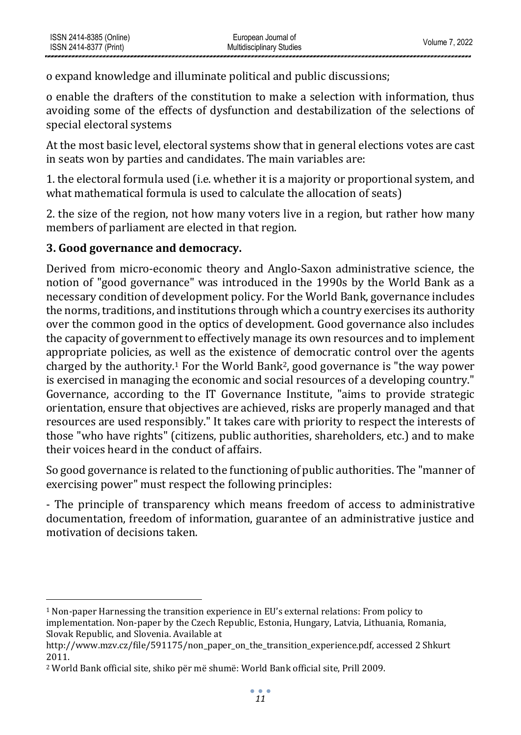o expand knowledge and illuminate political and public discussions;

o enable the drafters of the constitution to make a selection with information, thus avoiding some of the effects of dysfunction and destabilization of the selections of special electoral systems

At the most basic level, electoral systems show that in general elections votes are cast in seats won by parties and candidates. The main variables are:

1. the electoral formula used (i.e. whether it is a majority or proportional system, and what mathematical formula is used to calculate the allocation of seats)

2. the size of the region, not how many voters live in a region, but rather how many members of parliament are elected in that region.

## 3. Good governance and democracy.

Derived from micro-economic theory and Anglo-Saxon administrative science, the notion of "good governance" was introduced in the 1990s by the World Bank as a necessary condition of development policy. For the World Bank, governance includes the norms, traditions, and institutions through which a country exercises its authority over the common good in the optics of development. Good governance also includes the capacity of government to effectively manage its own resources and to implement appropriate policies, as well as the existence of democratic control over the agents charged by the authority.[1] For the World Bank[2], good governance is "the way power is exercised in managing the economic and social resources of a developing country." Governance, according to the IT Governance Institute, "aims to provide strategic orientation, ensure that objectives are achieved, risks are properly managed and that resources are used responsibly." It takes care with priority to respect the interests of those "who have rights" (citizens, public authorities, shareholders, etc.) and to make their voices heard in the conduct of affairs.

So good governance is related to the functioning of public authorities. The "manner of exercising power" must respect the following principles:

- The principle of transparency which means freedom of access to administrative documentation, freedom of information, guarantee of an administrative justice and motivation of decisions taken.

---

[1] Non-paper Harnessing the transition experience in EU's external relations: From policy to implementation. Non-paper by the Czech Republic, Estonia, Hungary, Latvia, Lithuania, Romania, Slovak Republic, and Slovenia. Available at http://www.mzv.cz/file/591175/non_paper_on_the_transition_experience.pdf, accessed 2 Shkurt 2011.

[2] World Bank official site, shiko për më shumë: World Bank official site, Prill 2009.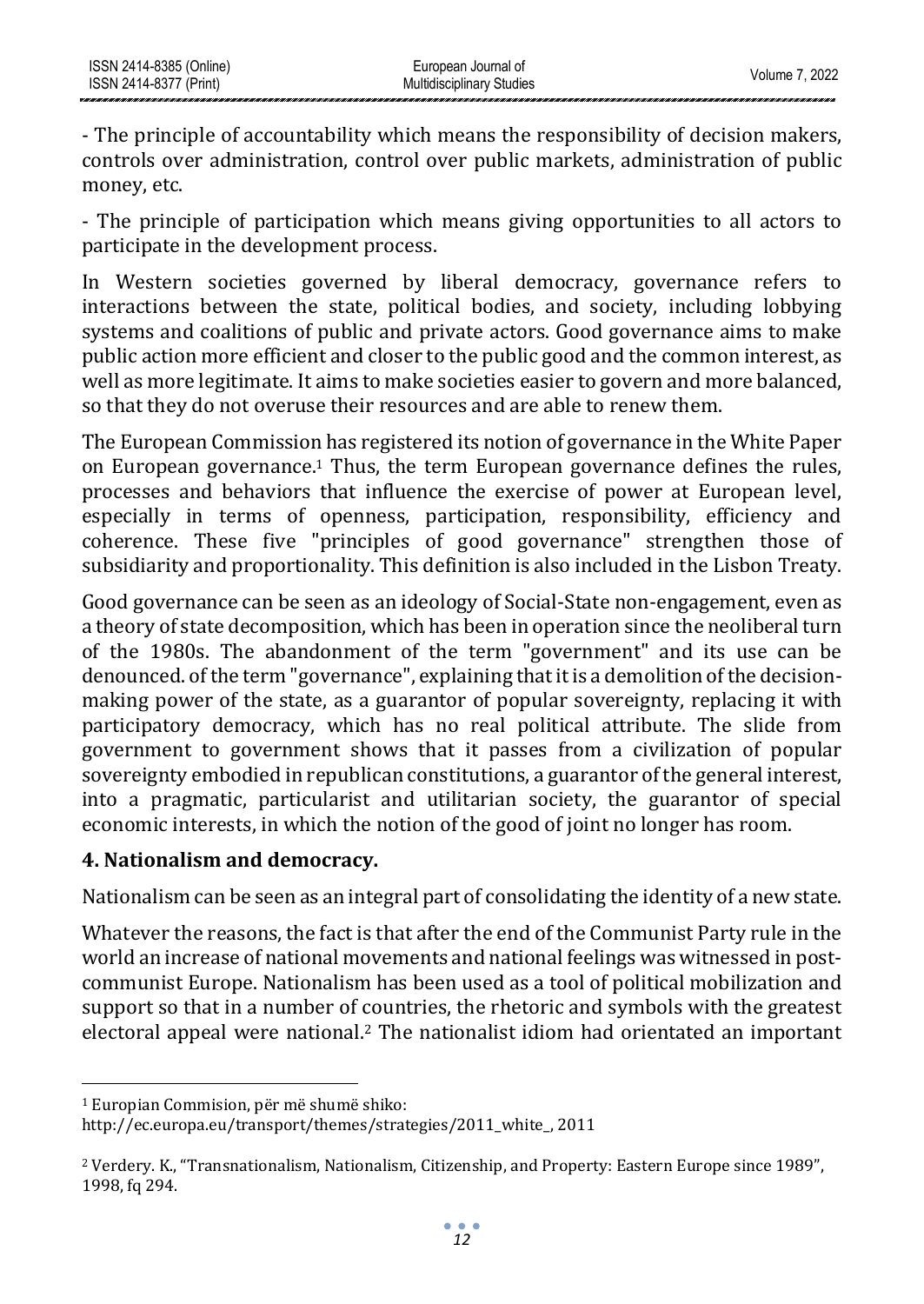- The principle of accountability which means the responsibility of decision makers, controls over administration, control over public markets, administration of public money, etc.

- The principle of participation which means giving opportunities to all actors to participate in the development process.

In Western societies governed by liberal democracy, governance refers to interactions between the state, political bodies, and society, including lobbying systems and coalitions of public and private actors. Good governance aims to make public action more efficient and closer to the public good and the common interest, as well as more legitimate. It aims to make societies easier to govern and more balanced, so that they do not overuse their resources and are able to renew them.

The European Commission has registered its notion of governance in the White Paper on European governance.[1] Thus, the term European governance defines the rules, processes and behaviors that influence the exercise of power at European level, especially in terms of openness, participation, responsibility, efficiency and coherence. These five "principles of good governance" strengthen those of subsidiarity and proportionality. This definition is also included in the Lisbon Treaty.

Good governance can be seen as an ideology of Social-State non-engagement, even as a theory of state decomposition, which has been in operation since the neoliberal turn of the 1980s. The abandonment of the term "government" and its use can be denounced. of the term "governance", explaining that it is a demolition of the decision-making power of the state, as a guarantor of popular sovereignty, replacing it with participatory democracy, which has no real political attribute. The slide from government to government shows that it passes from a civilization of popular sovereignty embodied in republican constitutions, a guarantor of the general interest, into a pragmatic, particularist and utilitarian society, the guarantor of special economic interests, in which the notion of the good of joint no longer has room.

## 4. Nationalism and democracy.

Nationalism can be seen as an integral part of consolidating the identity of a new state.

Whatever the reasons, the fact is that after the end of the Communist Party rule in the world an increase of national movements and national feelings was witnessed in post-communist Europe. Nationalism has been used as a tool of political mobilization and support so that in a number of countries, the rhetoric and symbols with the greatest electoral appeal were national.[2] The nationalist idiom had orientated an important

---

[1] Europian Commision, për më shumë shiko: http://ec.europa.eu/transport/themes/strategies/2011_white_, 2011

[2] Verdery. K., "Transnationalism, Nationalism, Citizenship, and Property: Eastern Europe since 1989", 1998, fq 294.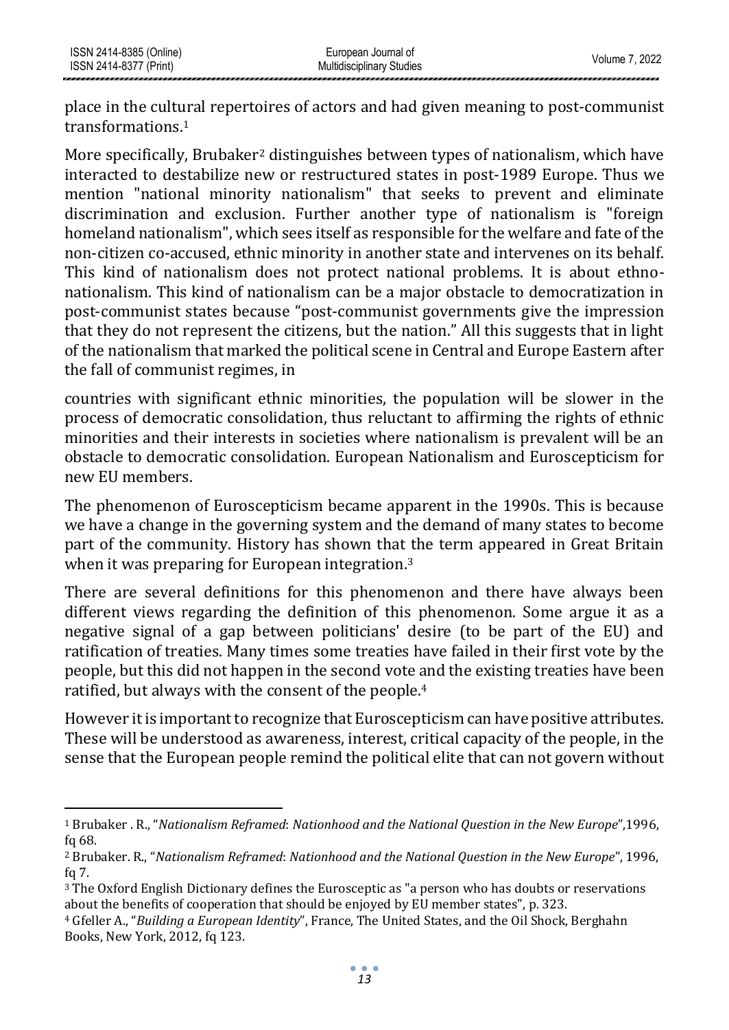place in the cultural repertoires of actors and had given meaning to post-communist transformations.[1]

More specifically, Brubaker[2] distinguishes between types of nationalism, which have interacted to destabilize new or restructured states in post-1989 Europe. Thus we mention "national minority nationalism" that seeks to prevent and eliminate discrimination and exclusion. Further another type of nationalism is "foreign homeland nationalism", which sees itself as responsible for the welfare and fate of the non-citizen co-accused, ethnic minority in another state and intervenes on its behalf. This kind of nationalism does not protect national problems. It is about ethno-nationalism. This kind of nationalism can be a major obstacle to democratization in post-communist states because "post-communist governments give the impression that they do not represent the citizens, but the nation." All this suggests that in light of the nationalism that marked the political scene in Central and Europe Eastern after the fall of communist regimes, in

countries with significant ethnic minorities, the population will be slower in the process of democratic consolidation, thus reluctant to affirming the rights of ethnic minorities and their interests in societies where nationalism is prevalent will be an obstacle to democratic consolidation. European Nationalism and Euroscepticism for new EU members.

The phenomenon of Euroscepticism became apparent in the 1990s. This is because we have a change in the governing system and the demand of many states to become part of the community. History has shown that the term appeared in Great Britain when it was preparing for European integration.[3]

There are several definitions for this phenomenon and there have always been different views regarding the definition of this phenomenon. Some argue it as a negative signal of a gap between politicians' desire (to be part of the EU) and ratification of treaties. Many times some treaties have failed in their first vote by the people, but this did not happen in the second vote and the existing treaties have been ratified, but always with the consent of the people.[4]

However it is important to recognize that Euroscepticism can have positive attributes. These will be understood as awareness, interest, critical capacity of the people, in the sense that the European people remind the political elite that can not govern without

---

[1] Brubaker . R., "*Nationalism Reframed*: *Nationhood and the National Question in the New Europe*",1996, fq 68.

[2] Brubaker. R., "*Nationalism Reframed*: *Nationhood and the National Question in the New Europe*", 1996, fq 7.

[3] The Oxford English Dictionary defines the Eurosceptic as "a person who has doubts or reservations about the benefits of cooperation that should be enjoyed by EU member states", p. 323.

[4] Gfeller A., "*Building a European Identity*", France, The United States, and the Oil Shock, Berghahn Books, New York, 2012, fq 123.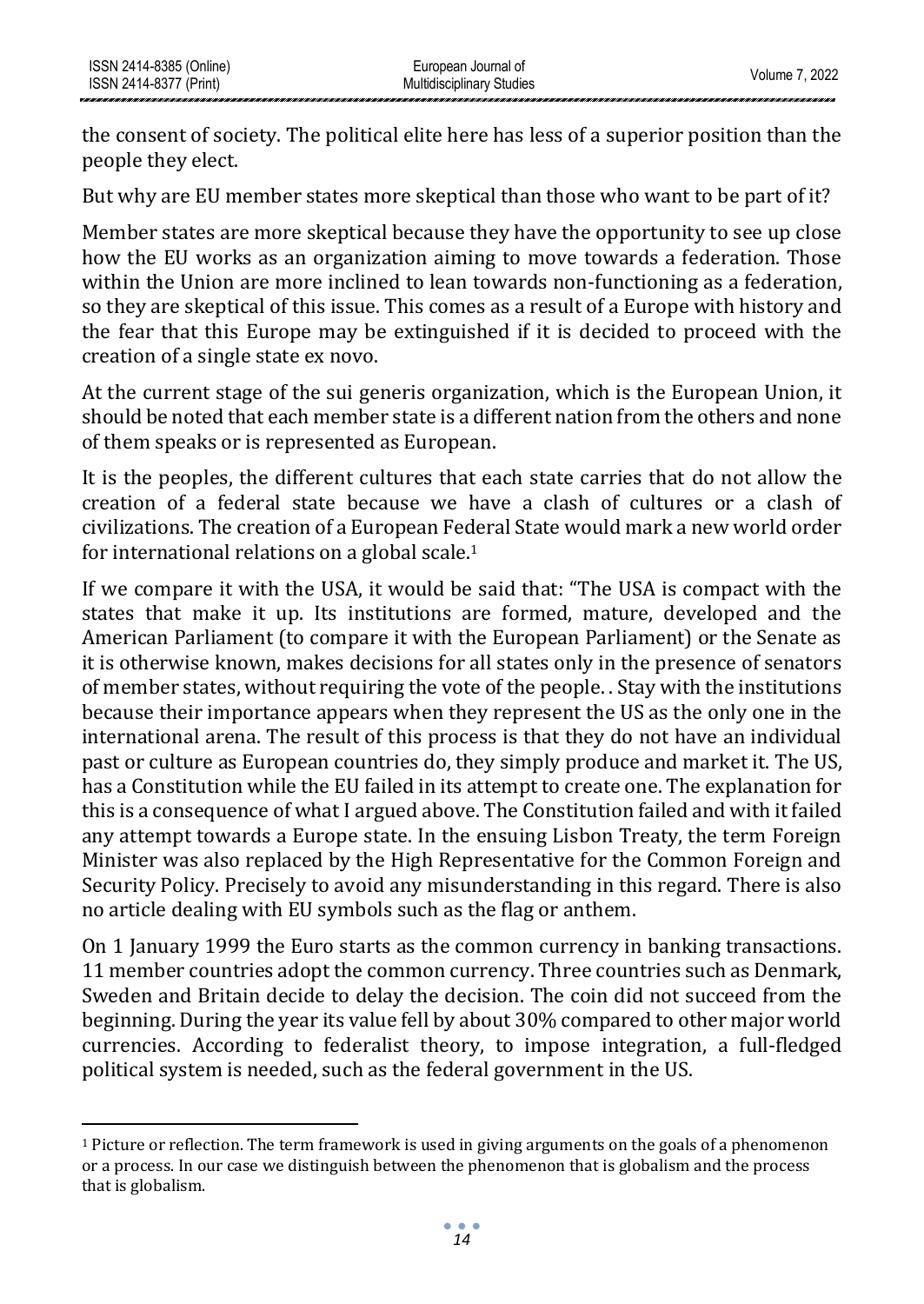the consent of society. The political elite here has less of a superior position than the people they elect.

But why are EU member states more skeptical than those who want to be part of it?

Member states are more skeptical because they have the opportunity to see up close how the EU works as an organization aiming to move towards a federation. Those within the Union are more inclined to lean towards non-functioning as a federation, so they are skeptical of this issue. This comes as a result of a Europe with history and the fear that this Europe may be extinguished if it is decided to proceed with the creation of a single state ex novo.

At the current stage of the sui generis organization, which is the European Union, it should be noted that each member state is a different nation from the others and none of them speaks or is represented as European.

It is the peoples, the different cultures that each state carries that do not allow the creation of a federal state because we have a clash of cultures or a clash of civilizations. The creation of a European Federal State would mark a new world order for international relations on a global scale.[1]

If we compare it with the USA, it would be said that: "The USA is compact with the states that make it up. Its institutions are formed, mature, developed and the American Parliament (to compare it with the European Parliament) or the Senate as it is otherwise known, makes decisions for all states only in the presence of senators of member states, without requiring the vote of the people. . Stay with the institutions because their importance appears when they represent the US as the only one in the international arena. The result of this process is that they do not have an individual past or culture as European countries do, they simply produce and market it. The US, has a Constitution while the EU failed in its attempt to create one. The explanation for this is a consequence of what I argued above. The Constitution failed and with it failed any attempt towards a Europe state. In the ensuing Lisbon Treaty, the term Foreign Minister was also replaced by the High Representative for the Common Foreign and Security Policy. Precisely to avoid any misunderstanding in this regard. There is also no article dealing with EU symbols such as the flag or anthem.

On 1 January 1999 the Euro starts as the common currency in banking transactions. 11 member countries adopt the common currency. Three countries such as Denmark, Sweden and Britain decide to delay the decision. The coin did not succeed from the beginning. During the year its value fell by about 30% compared to other major world currencies. According to federalist theory, to impose integration, a full-fledged political system is needed, such as the federal government in the US.

---

[1] Picture or reflection. The term framework is used in giving arguments on the goals of a phenomenon or a process. In our case we distinguish between the phenomenon that is globalism and the process that is globalism.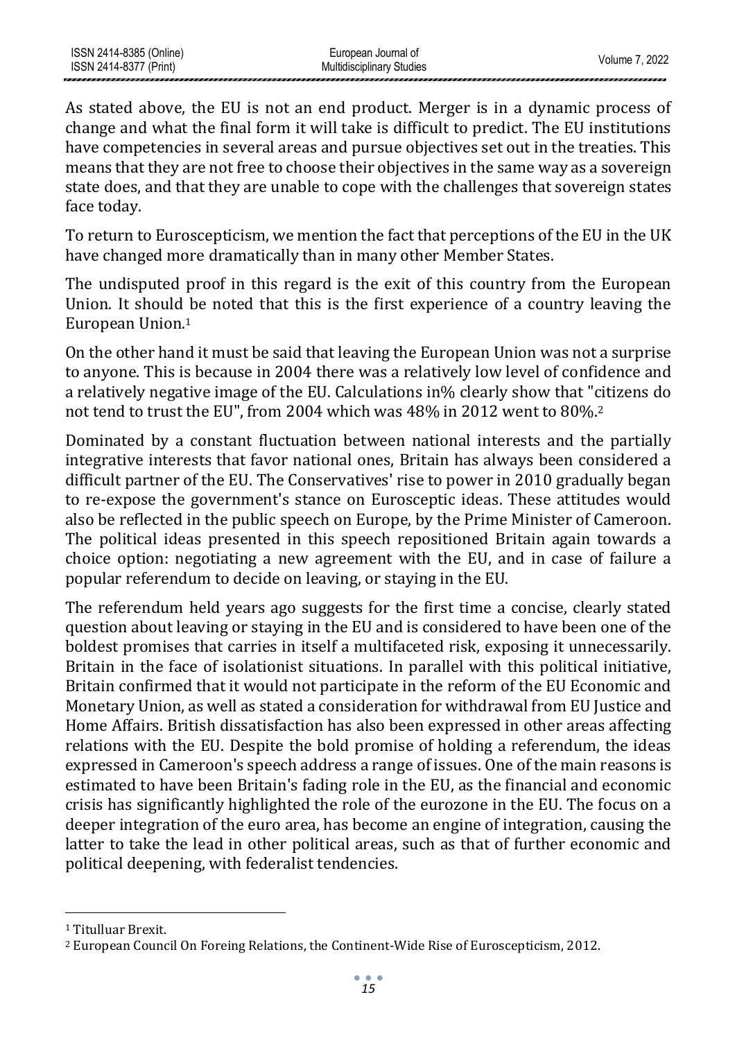As stated above, the EU is not an end product. Merger is in a dynamic process of change and what the final form it will take is difficult to predict. The EU institutions have competencies in several areas and pursue objectives set out in the treaties. This means that they are not free to choose their objectives in the same way as a sovereign state does, and that they are unable to cope with the challenges that sovereign states face today.

To return to Euroscepticism, we mention the fact that perceptions of the EU in the UK have changed more dramatically than in many other Member States.

The undisputed proof in this regard is the exit of this country from the European Union. It should be noted that this is the first experience of a country leaving the European Union.[1]

On the other hand it must be said that leaving the European Union was not a surprise to anyone. This is because in 2004 there was a relatively low level of confidence and a relatively negative image of the EU. Calculations in% clearly show that "citizens do not tend to trust the EU", from 2004 which was 48% in 2012 went to 80%.[2]

Dominated by a constant fluctuation between national interests and the partially integrative interests that favor national ones, Britain has always been considered a difficult partner of the EU. The Conservatives' rise to power in 2010 gradually began to re-expose the government's stance on Eurosceptic ideas. These attitudes would also be reflected in the public speech on Europe, by the Prime Minister of Cameroon. The political ideas presented in this speech repositioned Britain again towards a choice option: negotiating a new agreement with the EU, and in case of failure a popular referendum to decide on leaving, or staying in the EU.

The referendum held years ago suggests for the first time a concise, clearly stated question about leaving or staying in the EU and is considered to have been one of the boldest promises that carries in itself a multifaceted risk, exposing it unnecessarily. Britain in the face of isolationist situations. In parallel with this political initiative, Britain confirmed that it would not participate in the reform of the EU Economic and Monetary Union, as well as stated a consideration for withdrawal from EU Justice and Home Affairs. British dissatisfaction has also been expressed in other areas affecting relations with the EU. Despite the bold promise of holding a referendum, the ideas expressed in Cameroon's speech address a range of issues. One of the main reasons is estimated to have been Britain's fading role in the EU, as the financial and economic crisis has significantly highlighted the role of the eurozone in the EU. The focus on a deeper integration of the euro area, has become an engine of integration, causing the latter to take the lead in other political areas, such as that of further economic and political deepening, with federalist tendencies.

---

[1] Titulluar Brexit.

[2] European Council On Foreing Relations, the Continent-Wide Rise of Euroscepticism, 2012.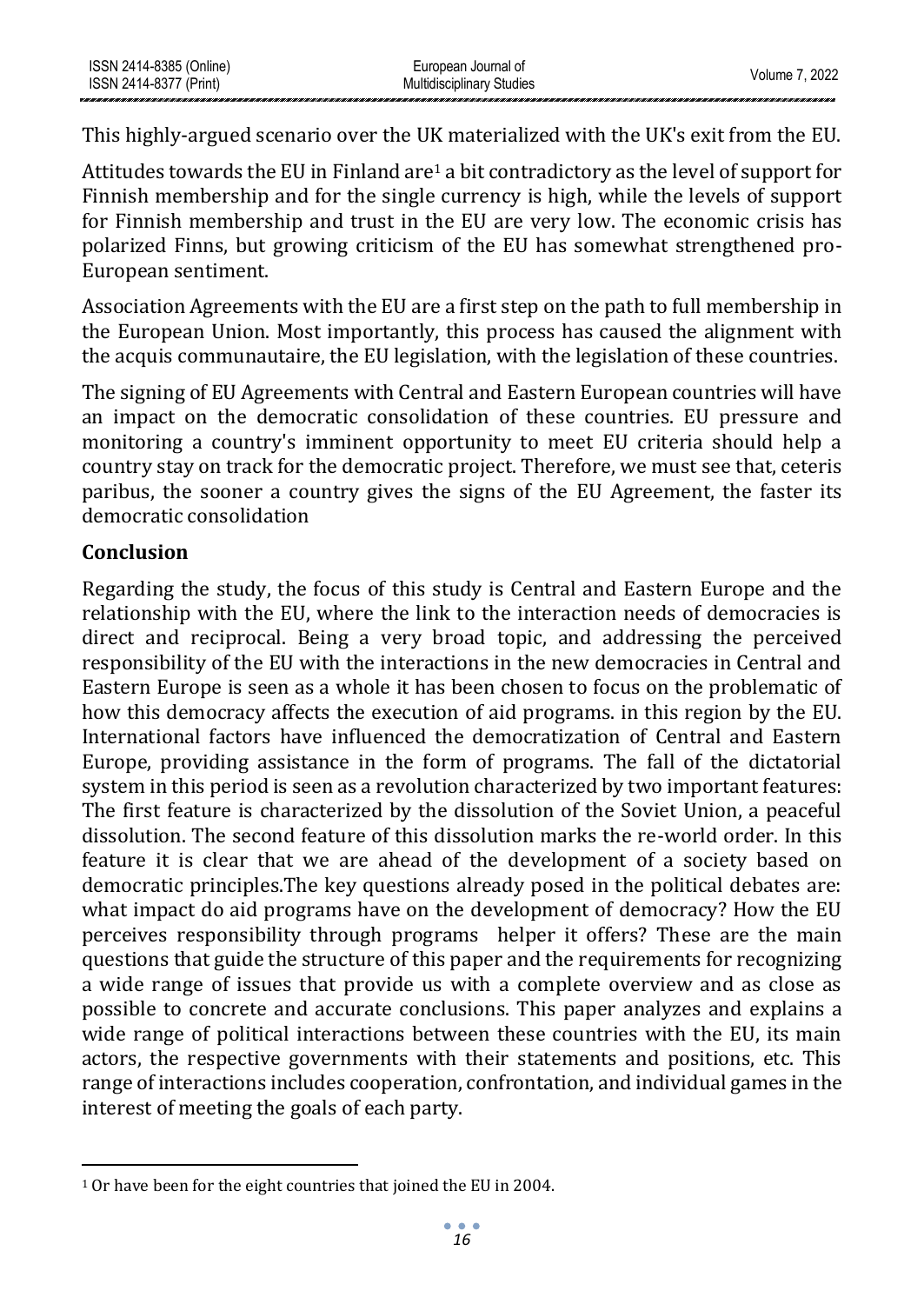This highly-argued scenario over the UK materialized with the UK's exit from the EU.

Attitudes towards the EU in Finland are[1] a bit contradictory as the level of support for Finnish membership and for the single currency is high, while the levels of support for Finnish membership and trust in the EU are very low. The economic crisis has polarized Finns, but growing criticism of the EU has somewhat strengthened pro-European sentiment.

Association Agreements with the EU are a first step on the path to full membership in the European Union. Most importantly, this process has caused the alignment with the acquis communautaire, the EU legislation, with the legislation of these countries.

The signing of EU Agreements with Central and Eastern European countries will have an impact on the democratic consolidation of these countries. EU pressure and monitoring a country's imminent opportunity to meet EU criteria should help a country stay on track for the democratic project. Therefore, we must see that, ceteris paribus, the sooner a country gives the signs of the EU Agreement, the faster its democratic consolidation

## Conclusion

Regarding the study, the focus of this study is Central and Eastern Europe and the relationship with the EU, where the link to the interaction needs of democracies is direct and reciprocal. Being a very broad topic, and addressing the perceived responsibility of the EU with the interactions in the new democracies in Central and Eastern Europe is seen as a whole it has been chosen to focus on the problematic of how this democracy affects the execution of aid programs. in this region by the EU. International factors have influenced the democratization of Central and Eastern Europe, providing assistance in the form of programs. The fall of the dictatorial system in this period is seen as a revolution characterized by two important features: The first feature is characterized by the dissolution of the Soviet Union, a peaceful dissolution. The second feature of this dissolution marks the re-world order. In this feature it is clear that we are ahead of the development of a society based on democratic principles.The key questions already posed in the political debates are: what impact do aid programs have on the development of democracy? How the EU perceives responsibility through programs helper it offers? These are the main questions that guide the structure of this paper and the requirements for recognizing a wide range of issues that provide us with a complete overview and as close as possible to concrete and accurate conclusions. This paper analyzes and explains a wide range of political interactions between these countries with the EU, its main actors, the respective governments with their statements and positions, etc. This range of interactions includes cooperation, confrontation, and individual games in the interest of meeting the goals of each party.

[1] Or have been for the eight countries that joined the EU in 2004.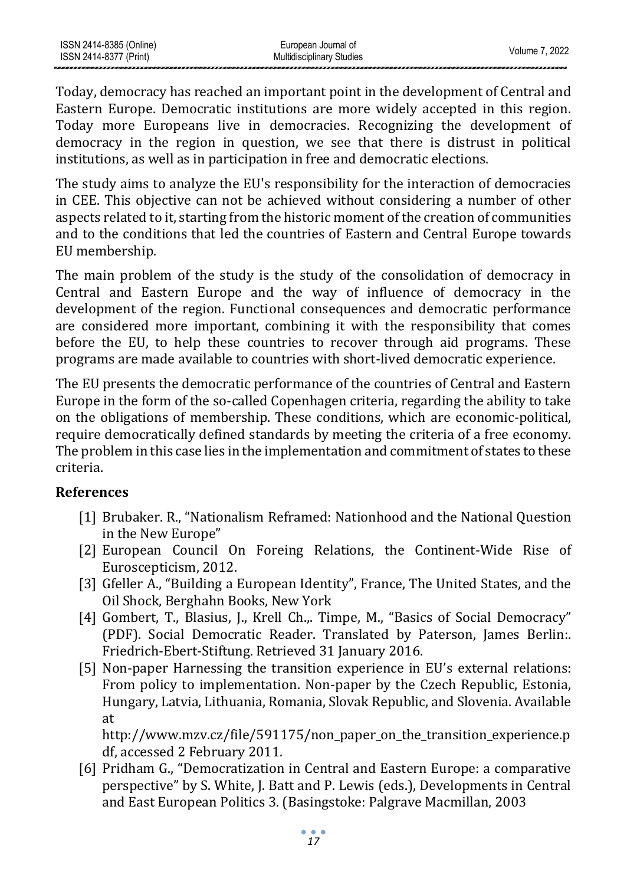Today, democracy has reached an important point in the development of Central and Eastern Europe. Democratic institutions are more widely accepted in this region. Today more Europeans live in democracies. Recognizing the development of democracy in the region in question, we see that there is distrust in political institutions, as well as in participation in free and democratic elections.

The study aims to analyze the EU's responsibility for the interaction of democracies in CEE. This objective can not be achieved without considering a number of other aspects related to it, starting from the historic moment of the creation of communities and to the conditions that led the countries of Eastern and Central Europe towards EU membership.

The main problem of the study is the study of the consolidation of democracy in Central and Eastern Europe and the way of influence of democracy in the development of the region. Functional consequences and democratic performance are considered more important, combining it with the responsibility that comes before the EU, to help these countries to recover through aid programs. These programs are made available to countries with short-lived democratic experience.

The EU presents the democratic performance of the countries of Central and Eastern Europe in the form of the so-called Copenhagen criteria, regarding the ability to take on the obligations of membership. These conditions, which are economic-political, require democratically defined standards by meeting the criteria of a free economy. The problem in this case lies in the implementation and commitment of states to these criteria.

## References

[1] Brubaker. R., "Nationalism Reframed: Nationhood and the National Question in the New Europe"

[2] European Council On Foreing Relations, the Continent-Wide Rise of Euroscepticism, 2012.

[3] Gfeller A., "Building a European Identity", France, The United States, and the Oil Shock, Berghahn Books, New York

[4] Gombert, T., Blasius, J., Krell Ch.,. Timpe, M., "Basics of Social Democracy" (PDF). Social Democratic Reader. Translated by Paterson, James Berlin:. Friedrich-Ebert-Stiftung. Retrieved 31 January 2016.

[5] Non-paper Harnessing the transition experience in EU's external relations: From policy to implementation. Non-paper by the Czech Republic, Estonia, Hungary, Latvia, Lithuania, Romania, Slovak Republic, and Slovenia. Available at http://www.mzv.cz/file/591175/non_paper_on_the_transition_experience.pdf, accessed 2 February 2011.

[6] Pridham G., "Democratization in Central and Eastern Europe: a comparative perspective" by S. White, J. Batt and P. Lewis (eds.), Developments in Central and East European Politics 3. (Basingstoke: Palgrave Macmillan, 2003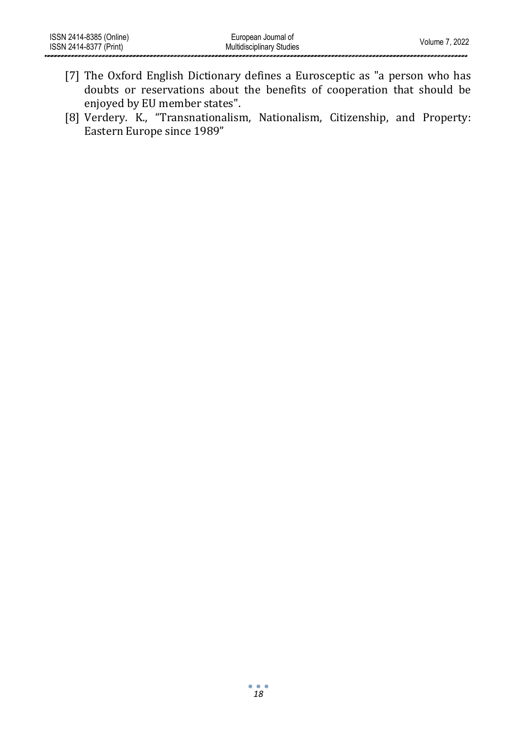[7] The Oxford English Dictionary defines a Eurosceptic as "a person who has doubts or reservations about the benefits of cooperation that should be enjoyed by EU member states".

[8] Verdery. K., “Transnationalism, Nationalism, Citizenship, and Property: Eastern Europe since 1989”